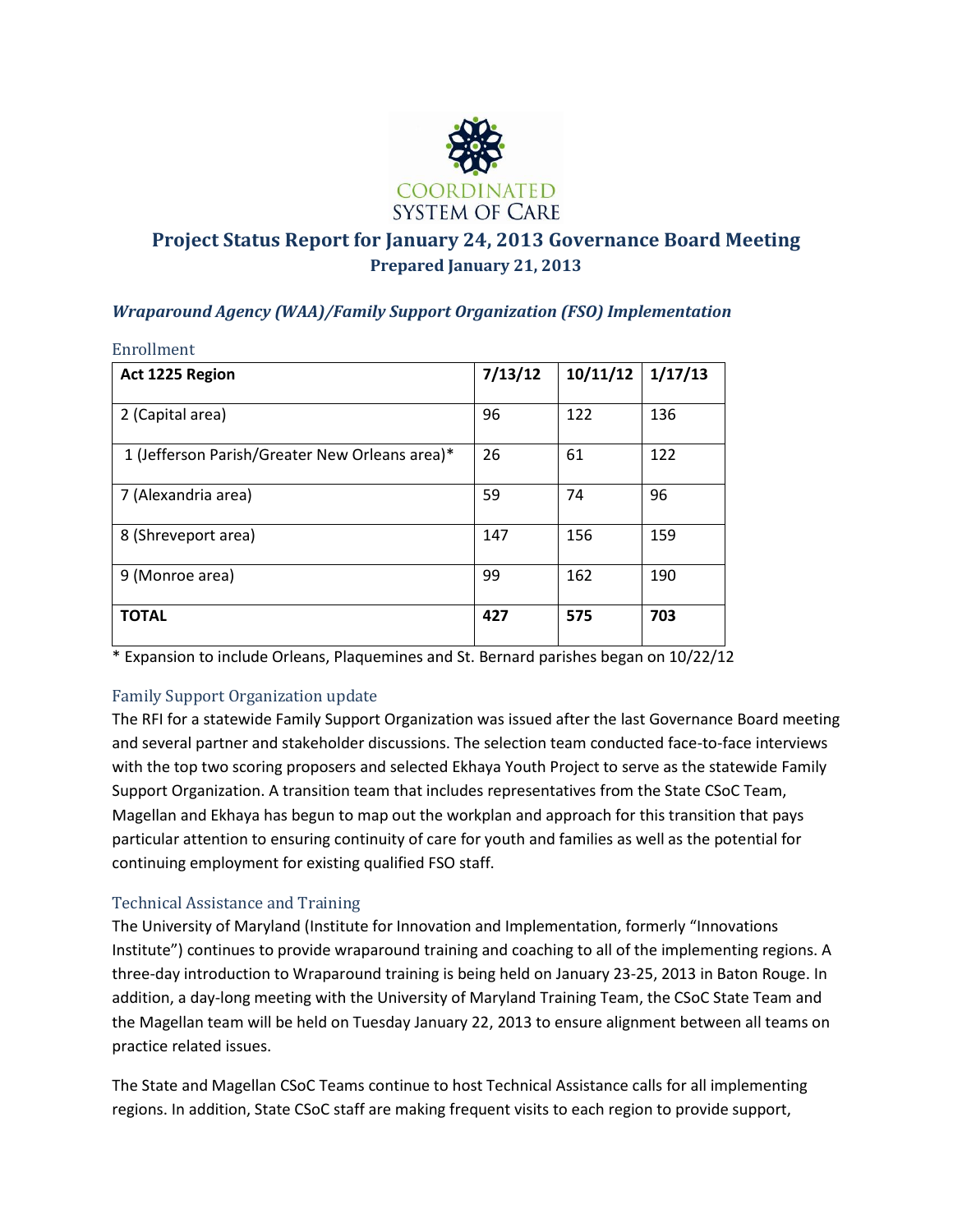COORDINATED SYSTEM OF CARE

# Project Status Report for January 24, 2013 Governance Board Meeting

**Prepared January 21, 2013**

## *Wraparound Agency (WAA)/Family Support Organization (FSO) Implementation*

### Enrollment

| Act 1225 Region | 7/13/12 | 10/11/12 | 1/17/13 |
|---|---|---|---|
| 2 (Capital area) | 96 | 122 | 136 |
| 1 (Jefferson Parish/Greater New Orleans area)* | 26 | 61 | 122 |
| 7 (Alexandria area) | 59 | 74 | 96 |
| 8 (Shreveport area) | 147 | 156 | 159 |
| 9 (Monroe area) | 99 | 162 | 190 |
| **TOTAL** | **427** | **575** | **703** |

* Expansion to include Orleans, Plaquemines and St. Bernard parishes began on 10/22/12

### Family Support Organization update

The RFI for a statewide Family Support Organization was issued after the last Governance Board meeting and several partner and stakeholder discussions. The selection team conducted face-to-face interviews with the top two scoring proposers and selected Ekhaya Youth Project to serve as the statewide Family Support Organization. A transition team that includes representatives from the State CSoC Team, Magellan and Ekhaya has begun to map out the workplan and approach for this transition that pays particular attention to ensuring continuity of care for youth and families as well as the potential for continuing employment for existing qualified FSO staff.

### Technical Assistance and Training

The University of Maryland (Institute for Innovation and Implementation, formerly "Innovations Institute") continues to provide wraparound training and coaching to all of the implementing regions. A three-day introduction to Wraparound training is being held on January 23-25, 2013 in Baton Rouge. In addition, a day-long meeting with the University of Maryland Training Team, the CSoC State Team and the Magellan team will be held on Tuesday January 22, 2013 to ensure alignment between all teams on practice related issues.

The State and Magellan CSoC Teams continue to host Technical Assistance calls for all implementing regions. In addition, State CSoC staff are making frequent visits to each region to provide support,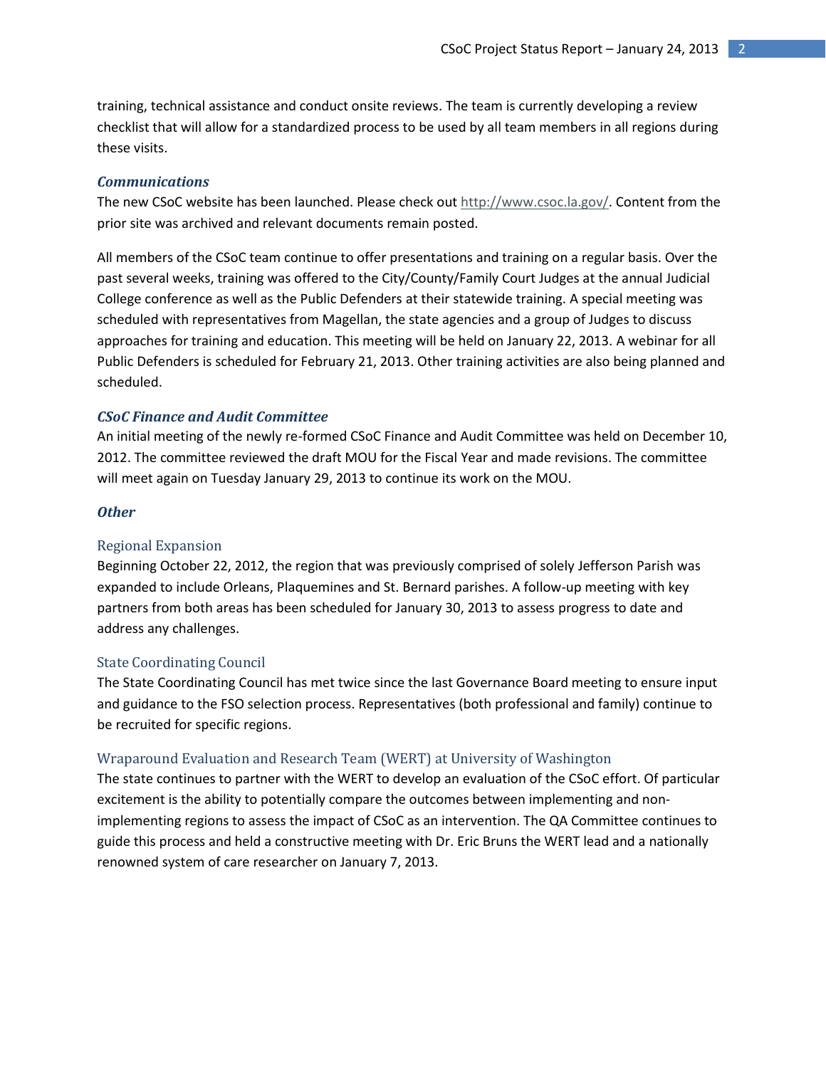training, technical assistance and conduct onsite reviews. The team is currently developing a review checklist that will allow for a standardized process to be used by all team members in all regions during these visits.

### *Communications*

The new CSoC website has been launched. Please check out http://www.csoc.la.gov/. Content from the prior site was archived and relevant documents remain posted.

All members of the CSoC team continue to offer presentations and training on a regular basis. Over the past several weeks, training was offered to the City/County/Family Court Judges at the annual Judicial College conference as well as the Public Defenders at their statewide training. A special meeting was scheduled with representatives from Magellan, the state agencies and a group of Judges to discuss approaches for training and education. This meeting will be held on January 22, 2013. A webinar for all Public Defenders is scheduled for February 21, 2013. Other training activities are also being planned and scheduled.

### *CSoC Finance and Audit Committee*

An initial meeting of the newly re-formed CSoC Finance and Audit Committee was held on December 10, 2012. The committee reviewed the draft MOU for the Fiscal Year and made revisions. The committee will meet again on Tuesday January 29, 2013 to continue its work on the MOU.

### *Other*

#### Regional Expansion

Beginning October 22, 2012, the region that was previously comprised of solely Jefferson Parish was expanded to include Orleans, Plaquemines and St. Bernard parishes. A follow-up meeting with key partners from both areas has been scheduled for January 30, 2013 to assess progress to date and address any challenges.

#### State Coordinating Council

The State Coordinating Council has met twice since the last Governance Board meeting to ensure input and guidance to the FSO selection process. Representatives (both professional and family) continue to be recruited for specific regions.

#### Wraparound Evaluation and Research Team (WERT) at University of Washington

The state continues to partner with the WERT to develop an evaluation of the CSoC effort. Of particular excitement is the ability to potentially compare the outcomes between implementing and non-implementing regions to assess the impact of CSoC as an intervention. The QA Committee continues to guide this process and held a constructive meeting with Dr. Eric Bruns the WERT lead and a nationally renowned system of care researcher on January 7, 2013.